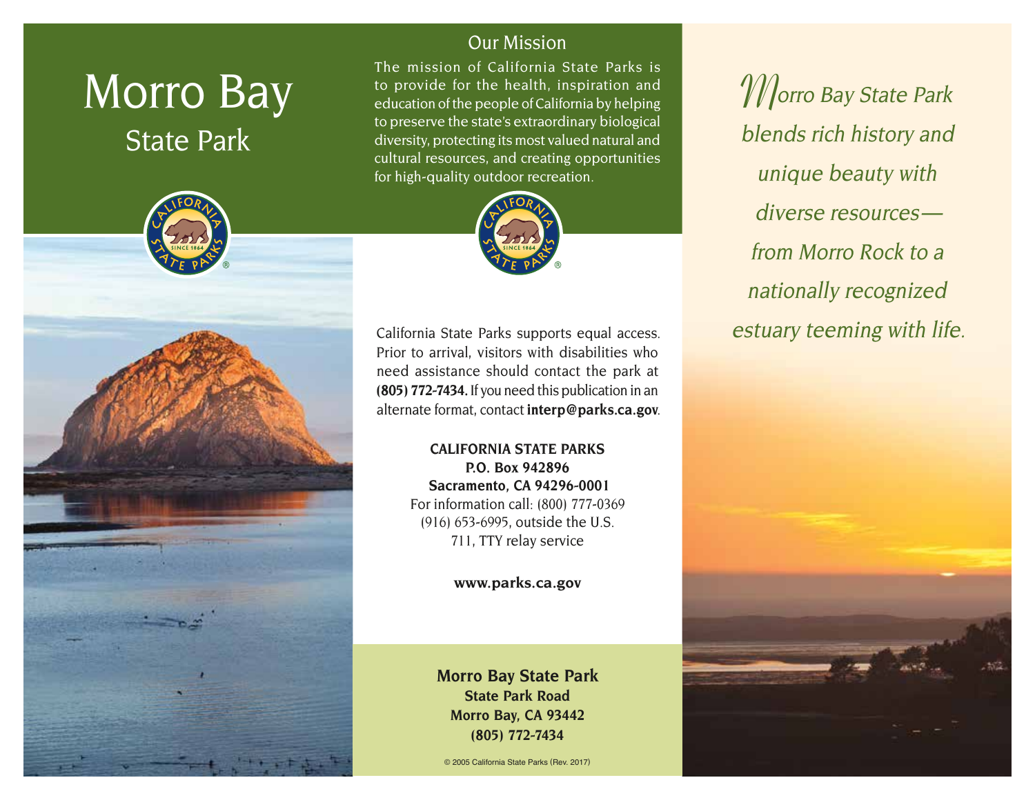# Morro Bay
## State Park

## Our Mission

The mission of California State Parks is to provide for the health, inspiration and education of the people of California by helping to preserve the state's extraordinary biological diversity, protecting its most valued natural and cultural resources, and creating opportunities for high-quality outdoor recreation.

California State Parks supports equal access. Prior to arrival, visitors with disabilities who need assistance should contact the park at **(805) 772-7434.** If you need this publication in an alternate format, contact **interp@parks.ca.gov**.

**CALIFORNIA STATE PARKS**
**P.O. Box 942896**
**Sacramento, CA 94296-0001**
For information call: (800) 777-0369
(916) 653-6995, outside the U.S.
711, TTY relay service

**www.parks.ca.gov**

**Morro Bay State Park**
**State Park Road**
**Morro Bay, CA 93442**
**(805) 772-7434**

© 2005 California State Parks (Rev. 2017)

*Morro Bay State Park blends rich history and unique beauty with diverse resources— from Morro Rock to a nationally recognized estuary teeming with life.*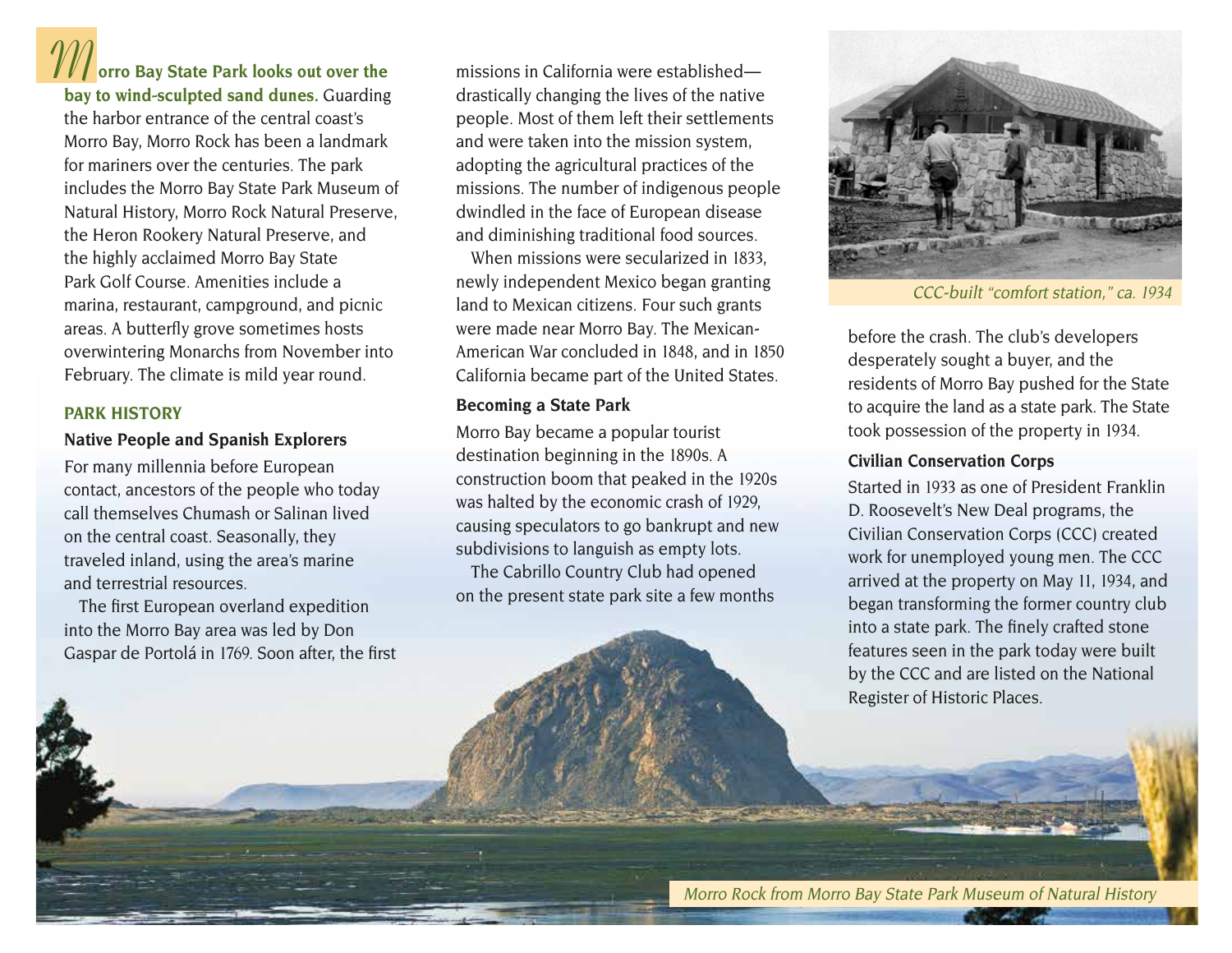**Morro Bay State Park looks out over the bay to wind-sculpted sand dunes.** Guarding the harbor entrance of the central coast's Morro Bay, Morro Rock has been a landmark for mariners over the centuries. The park includes the Morro Bay State Park Museum of Natural History, Morro Rock Natural Preserve, the Heron Rookery Natural Preserve, and the highly acclaimed Morro Bay State Park Golf Course. Amenities include a marina, restaurant, campground, and picnic areas. A butterfly grove sometimes hosts overwintering Monarchs from November into February. The climate is mild year round.

## PARK HISTORY

### Native People and Spanish Explorers

For many millennia before European contact, ancestors of the people who today call themselves Chumash or Salinan lived on the central coast. Seasonally, they traveled inland, using the area's marine and terrestrial resources.

The first European overland expedition into the Morro Bay area was led by Don Gaspar de Portolá in 1769. Soon after, the first missions in California were established—drastically changing the lives of the native people. Most of them left their settlements and were taken into the mission system, adopting the agricultural practices of the missions. The number of indigenous people dwindled in the face of European disease and diminishing traditional food sources.

When missions were secularized in 1833, newly independent Mexico began granting land to Mexican citizens. Four such grants were made near Morro Bay. The Mexican-American War concluded in 1848, and in 1850 California became part of the United States.

### Becoming a State Park

Morro Bay became a popular tourist destination beginning in the 1890s. A construction boom that peaked in the 1920s was halted by the economic crash of 1929, causing speculators to go bankrupt and new subdivisions to languish as empty lots.

The Cabrillo Country Club had opened on the present state park site a few months before the crash. The club's developers desperately sought a buyer, and the residents of Morro Bay pushed for the State to acquire the land as a state park. The State took possession of the property in 1934.

*CCC-built "comfort station," ca. 1934*

### Civilian Conservation Corps

Started in 1933 as one of President Franklin D. Roosevelt's New Deal programs, the Civilian Conservation Corps (CCC) created work for unemployed young men. The CCC arrived at the property on May 11, 1934, and began transforming the former country club into a state park. The finely crafted stone features seen in the park today were built by the CCC and are listed on the National Register of Historic Places.

*Morro Rock from Morro Bay State Park Museum of Natural History*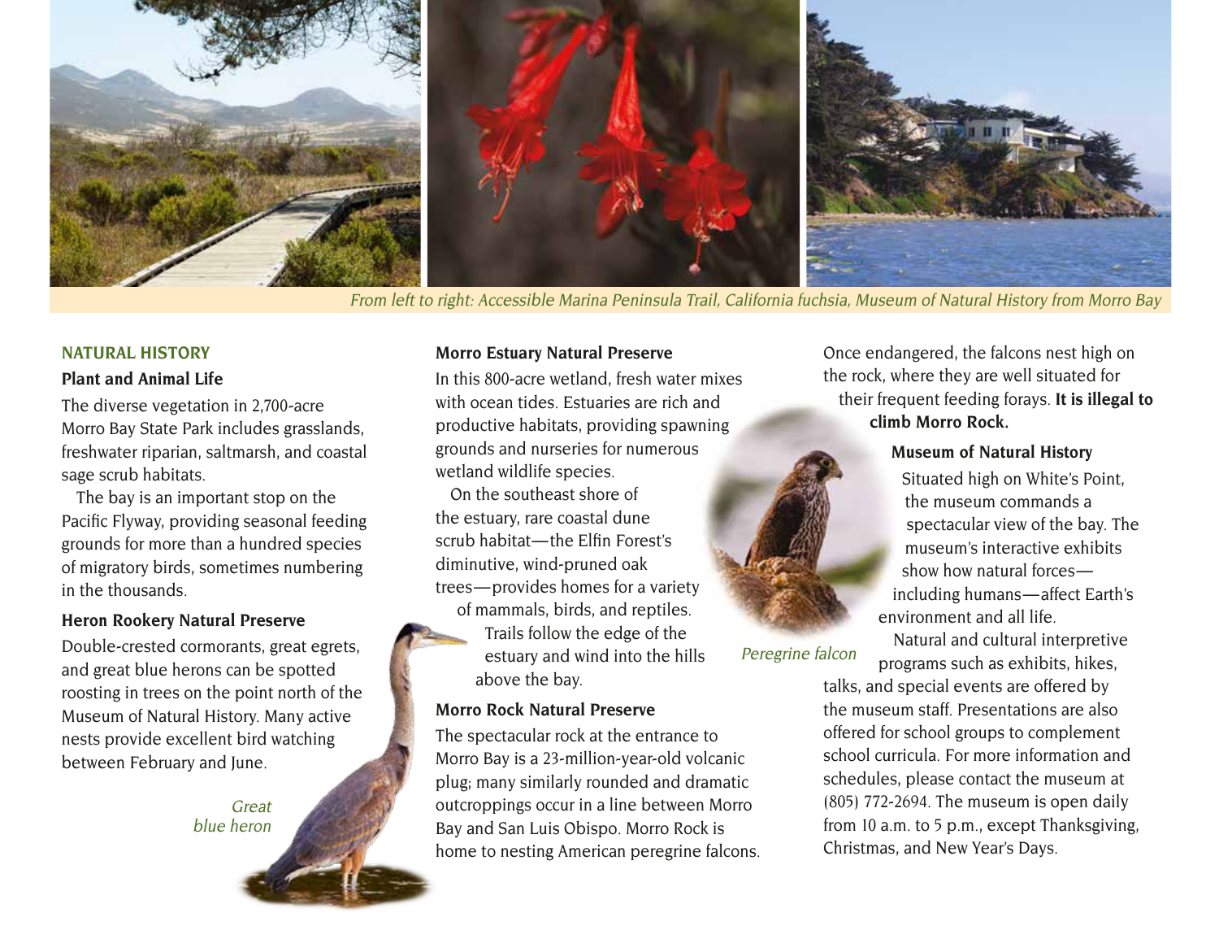*From left to right: Accessible Marina Peninsula Trail, California fuchsia, Museum of Natural History from Morro Bay*

## NATURAL HISTORY

### Plant and Animal Life

The diverse vegetation in 2,700-acre Morro Bay State Park includes grasslands, freshwater riparian, saltmarsh, and coastal sage scrub habitats.

The bay is an important stop on the Pacific Flyway, providing seasonal feeding grounds for more than a hundred species of migratory birds, sometimes numbering in the thousands.

### Heron Rookery Natural Preserve

Double-crested cormorants, great egrets, and great blue herons can be spotted roosting in trees on the point north of the Museum of Natural History. Many active nests provide excellent bird watching between February and June.

*Great blue heron*

### Morro Estuary Natural Preserve

In this 800-acre wetland, fresh water mixes with ocean tides. Estuaries are rich and productive habitats, providing spawning grounds and nurseries for numerous wetland wildlife species.

On the southeast shore of the estuary, rare coastal dune scrub habitat—the Elfin Forest's diminutive, wind-pruned oak trees—provides homes for a variety of mammals, birds, and reptiles. Trails follow the edge of the estuary and wind into the hills above the bay.

### Morro Rock Natural Preserve

The spectacular rock at the entrance to Morro Bay is a 23-million-year-old volcanic plug; many similarly rounded and dramatic outcroppings occur in a line between Morro Bay and San Luis Obispo. Morro Rock is home to nesting American peregrine falcons. Once endangered, the falcons nest high on the rock, where they are well situated for their frequent feeding forays. **It is illegal to climb Morro Rock.**

*Peregrine falcon*

### Museum of Natural History

Situated high on White's Point, the museum commands a spectacular view of the bay. The museum's interactive exhibits show how natural forces—including humans—affect Earth's environment and all life.

Natural and cultural interpretive programs such as exhibits, hikes, talks, and special events are offered by the museum staff. Presentations are also offered for school groups to complement school curricula. For more information and schedules, please contact the museum at (805) 772-2694. The museum is open daily from 10 a.m. to 5 p.m., except Thanksgiving, Christmas, and New Year's Days.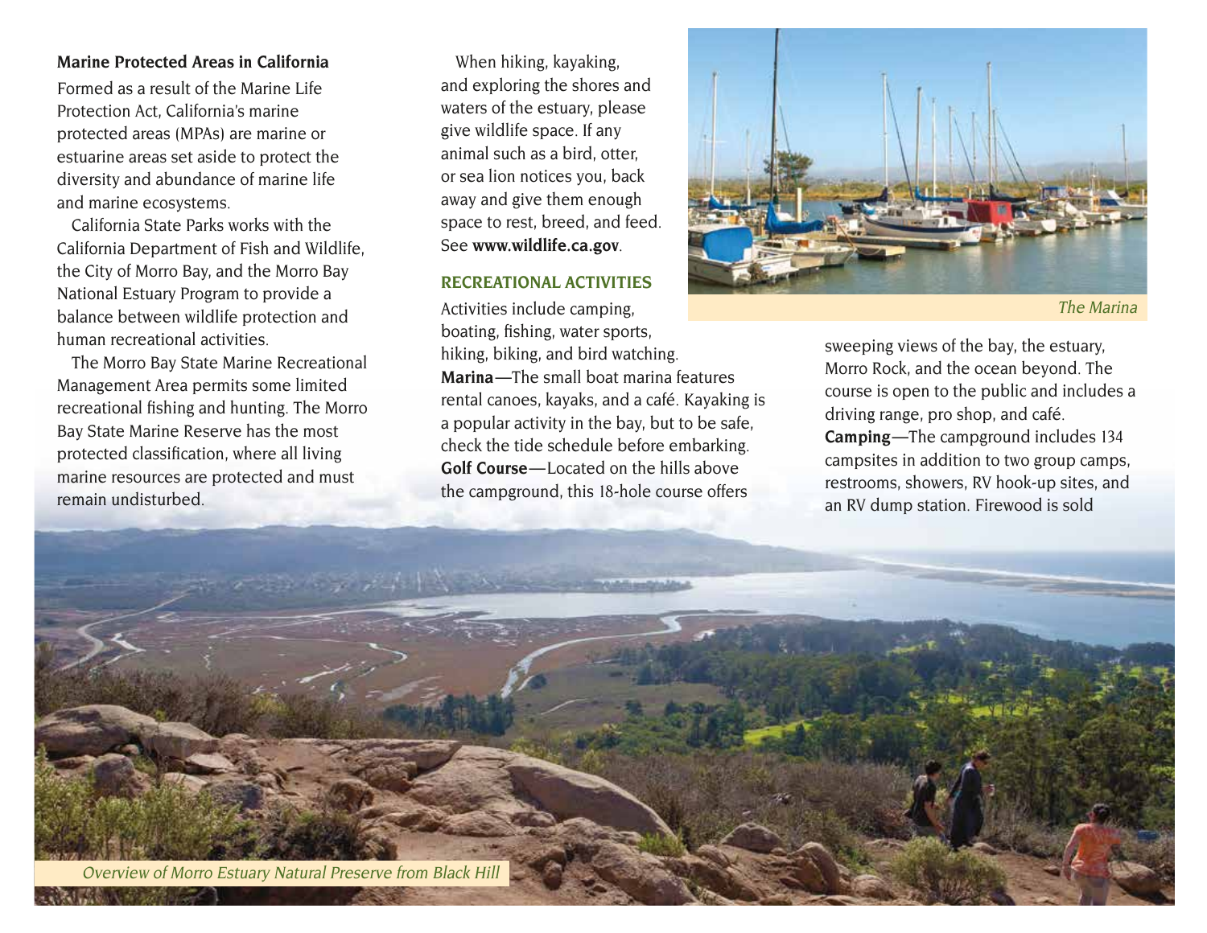**Marine Protected Areas in California**

Formed as a result of the Marine Life Protection Act, California's marine protected areas (MPAs) are marine or estuarine areas set aside to protect the diversity and abundance of marine life and marine ecosystems.

California State Parks works with the California Department of Fish and Wildlife, the City of Morro Bay, and the Morro Bay National Estuary Program to provide a balance between wildlife protection and human recreational activities.

The Morro Bay State Marine Recreational Management Area permits some limited recreational fishing and hunting. The Morro Bay State Marine Reserve has the most protected classification, where all living marine resources are protected and must remain undisturbed.

When hiking, kayaking, and exploring the shores and waters of the estuary, please give wildlife space. If any animal such as a bird, otter, or sea lion notices you, back away and give them enough space to rest, breed, and feed. See **www.wildlife.ca.gov**.

## RECREATIONAL ACTIVITIES

Activities include camping, boating, fishing, water sports, hiking, biking, and bird watching.

**Marina**—The small boat marina features rental canoes, kayaks, and a café. Kayaking is a popular activity in the bay, but to be safe, check the tide schedule before embarking.

**Golf Course**—Located on the hills above the campground, this 18-hole course offers sweeping views of the bay, the estuary, Morro Rock, and the ocean beyond. The course is open to the public and includes a driving range, pro shop, and café.

**Camping**—The campground includes 134 campsites in addition to two group camps, restrooms, showers, RV hook-up sites, and an RV dump station. Firewood is sold

*The Marina*

*Overview of Morro Estuary Natural Preserve from Black Hill*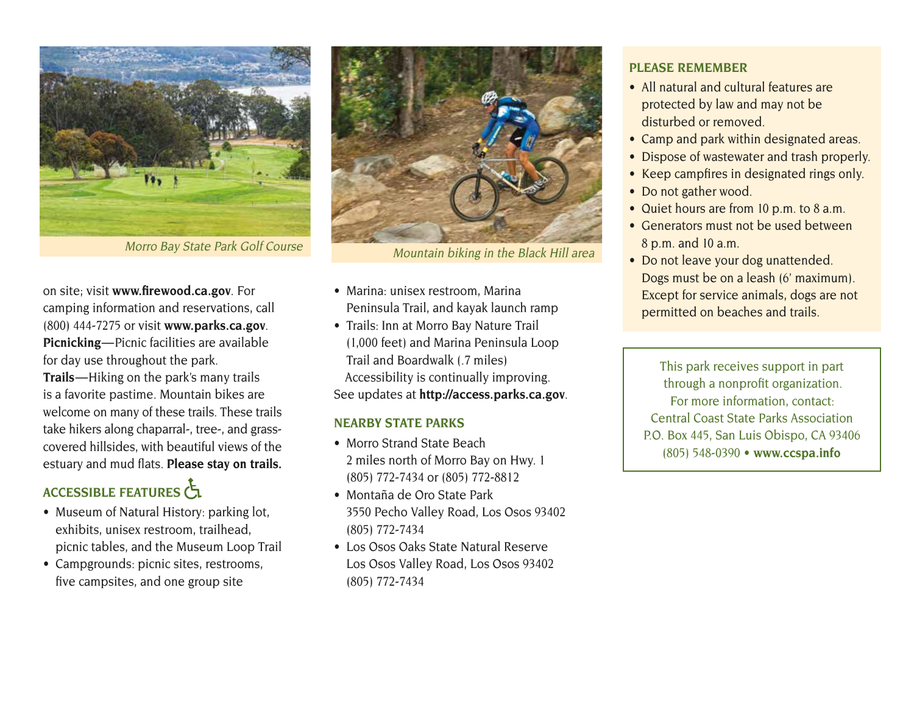*Morro Bay State Park Golf Course*

*Mountain biking in the Black Hill area*

on site; visit **www.firewood.ca.gov**. For camping information and reservations, call (800) 444-7275 or visit **www.parks.ca.gov**.

**Picnicking**—Picnic facilities are available for day use throughout the park.

**Trails**—Hiking on the park's many trails is a favorite pastime. Mountain bikes are welcome on many of these trails. These trails take hikers along chaparral-, tree-, and grass-covered hillsides, with beautiful views of the estuary and mud flats. **Please stay on trails.**

## ACCESSIBLE FEATURES

- Museum of Natural History: parking lot, exhibits, unisex restroom, trailhead, picnic tables, and the Museum Loop Trail
- Campgrounds: picnic sites, restrooms, five campsites, and one group site
- Marina: unisex restroom, Marina Peninsula Trail, and kayak launch ramp
- Trails: Inn at Morro Bay Nature Trail (1,000 feet) and Marina Peninsula Loop Trail and Boardwalk (.7 miles)

Accessibility is continually improving. See updates at **http://access.parks.ca.gov**.

## NEARBY STATE PARKS

- Morro Strand State Beach
  2 miles north of Morro Bay on Hwy. 1
  (805) 772-7434 or (805) 772-8812
- Montaña de Oro State Park
  3550 Pecho Valley Road, Los Osos 93402
  (805) 772-7434
- Los Osos Oaks State Natural Reserve
  Los Osos Valley Road, Los Osos 93402
  (805) 772-7434

## PLEASE REMEMBER

- All natural and cultural features are protected by law and may not be disturbed or removed.
- Camp and park within designated areas.
- Dispose of wastewater and trash properly.
- Keep campfires in designated rings only.
- Do not gather wood.
- Quiet hours are from 10 p.m. to 8 a.m.
- Generators must not be used between 8 p.m. and 10 a.m.
- Do not leave your dog unattended. Dogs must be on a leash (6' maximum). Except for service animals, dogs are not permitted on beaches and trails.

This park receives support in part through a nonprofit organization.
For more information, contact:
Central Coast State Parks Association
P.O. Box 445, San Luis Obispo, CA 93406
(805) 548-0390 • **www.ccspa.info**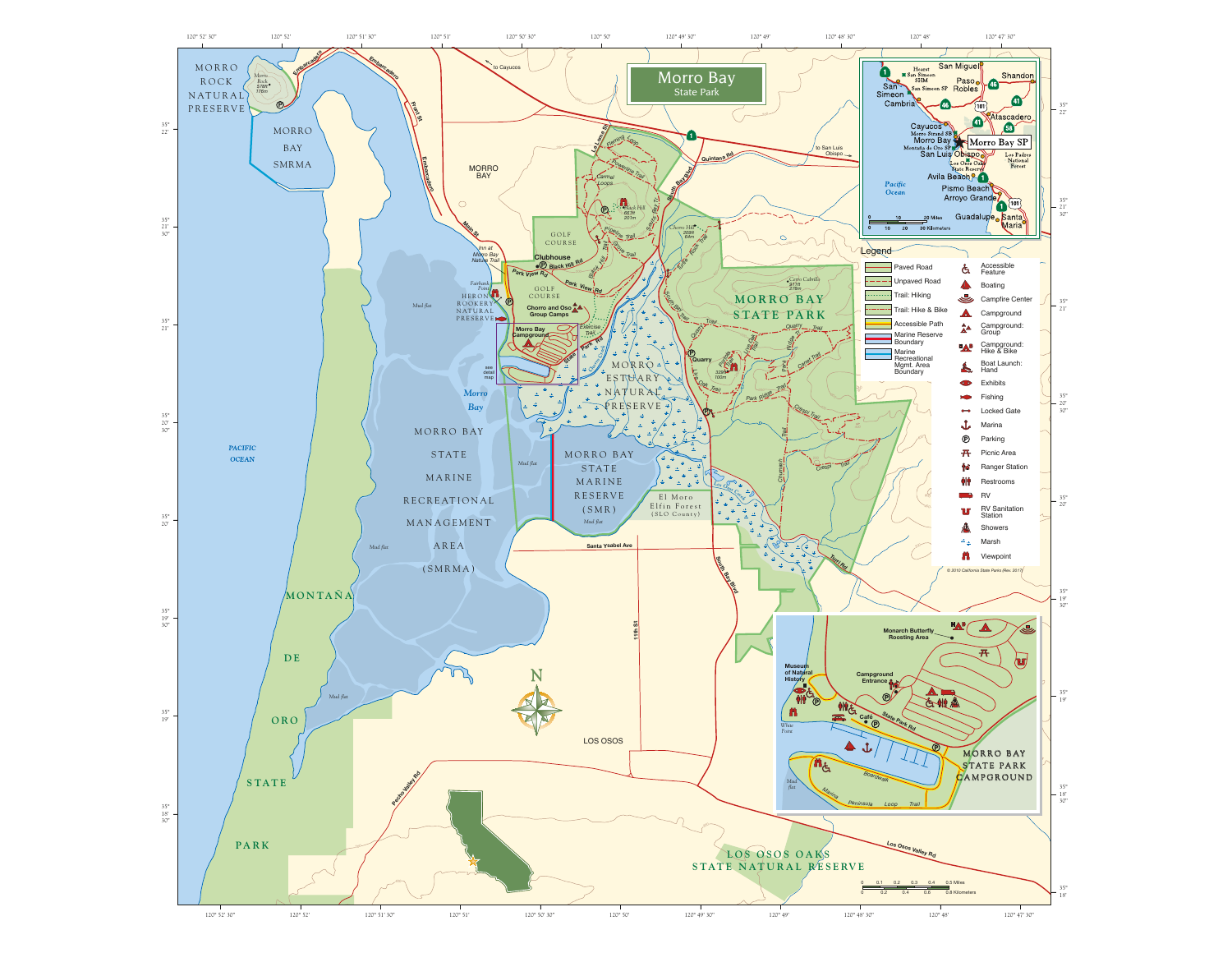# Morro Bay

State Park

## Legend

- Paved Road
- Unpaved Road
- Trail: Hiking
- Trail: Hike & Bike
- Accessible Path
- Marine Reserve Boundary
- Marine Recreational Mgmt. Area Boundary
- Accessible Feature
- Boating
- Campfire Center
- Campground
- Campground: Group
- Campground: Hike & Bike
- Boat Launch: Hand
- Exhibits
- Fishing
- Locked Gate
- Marina
- Parking
- Picnic Area
- Ranger Station
- Restrooms
- RV
- RV Sanitation Station
- Showers
- Marsh
- Viewpoint

© 2010 California State Parks (Rev. 2017)

MORRO ROCK NATURAL PRESERVE

Morro Rock 576ft 176m

MORRO BAY SMRMA

MORRO BAY

MORRO BAY STATE PARK

MORRO ESTUARY NATURAL PRESERVE

HERON ROOKERY NATURAL PRESERVE

MORRO BAY STATE MARINE RECREATIONAL MANAGEMENT AREA (SMRMA)

MORRO BAY STATE MARINE RESERVE (SMR)

El Moro Elfin Forest (SLO County)

MONTAÑA DE ORO STATE PARK

LOS OSOS OAKS STATE NATURAL RESERVE

LOS OSOS

PACIFIC OCEAN

Morro Bay

Golf Course

Clubhouse

Chorro and Oso Group Camps

Morro Bay Campground

see detail map

Inn at Morro Bay Nature Trail

Fairbank Point

Quarry

Black Hill 661ft 201m

Cerro Cabrillo 911ft 278m

Chorro Hill 208ft 64m

329ft 100m

Mud flat

Embarcadero, Main St, Park View Rd, Black Hill Rd, State Park Rd, Quintana Rd, South Bay Blvd, Santa Ysabel Ave, 11th St, Pecho Valley Rd, Los Osos Valley Rd, Turri Rd, Las Tablas Rd, Kings Ave, to Cayucos, to San Luis Obispo

Trails: Live Oak Trail, Fire Trail, Chumash Trail, Crespi Trail, Park Ridge Trail, Quarry Trail, Ridge Trail, Portola Trail, Turtle Rock Trail, Exercise trail, Canet Trail, Cerrito Peak Trail, Los Osos Creek

## Inset: Regional location

Hearst San Simeon SHM, San Simeon SP, San Simeon, Cambria, San Miguel, Paso Robles, Shandon, Atascadero, Cayucos, Morro Strand SB, Morro Bay, Morro Bay SP, Montaña de Oro SP, San Luis Obispo, Los Osos Oaks State Reserve, Los Padres National Forest, Avila Beach, Pismo Beach, Arroyo Grande, Guadalupe, Santa Maria, Pacific Ocean

0 10 20 Miles; 0 10 20 30 Kilometers

## Inset: Morro Bay State Park Campground

Monarch Butterfly Roosting Area

Museum of Natural History

Campground Entrance

Café

White Point

State Park Rd

Boardwalk

Marina Peninsula Loop Trail

Mud flat

MORRO BAY STATE PARK CAMPGROUND

0 0.1 0.2 0.3 0.4 0.5 Miles

0 0.2 0.4 0.6 0.8 Kilometers